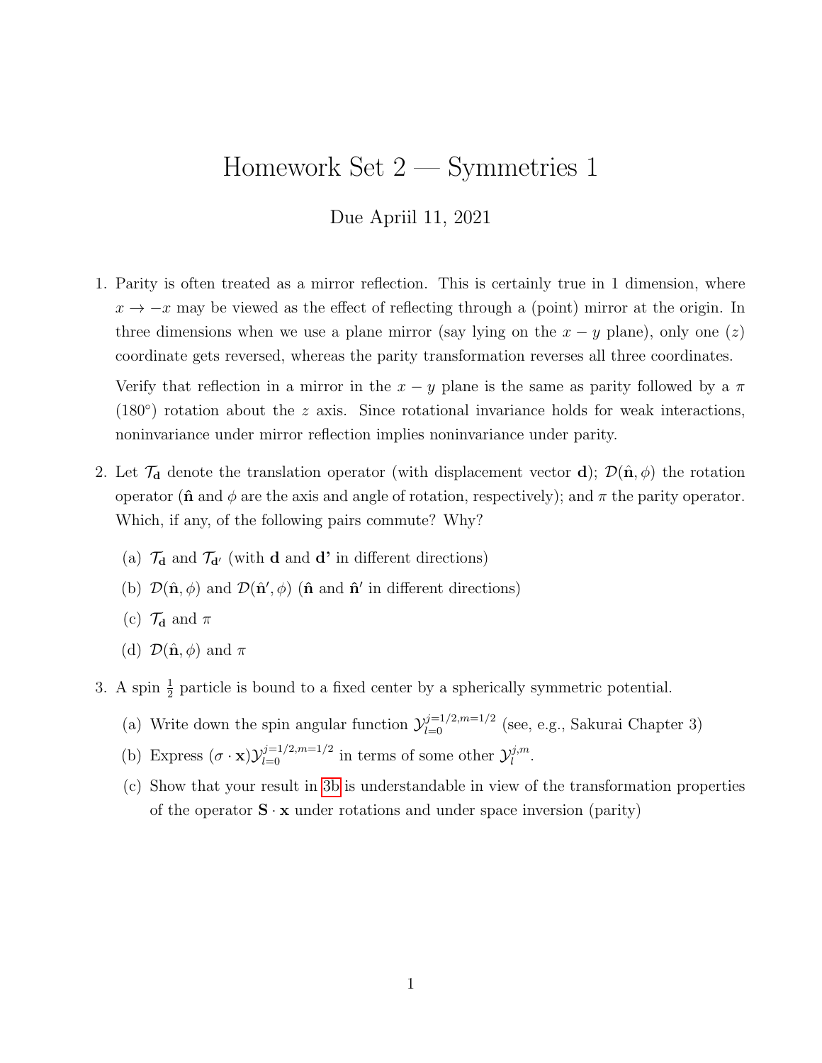# Homework Set 2 — Symmetries 1

Due Apriil 11, 2021

1. Parity is often treated as a mirror reflection. This is certainly true in 1 dimension, where $x \to -x$ may be viewed as the effect of reflecting through a (point) mirror at the origin. In three dimensions when we use a plane mirror (say lying on the $x-y$ plane), only one ($z$) coordinate gets reversed, whereas the parity transformation reverses all three coordinates.

   Verify that reflection in a mirror in the $x-y$ plane is the same as parity followed by a $\pi$ (180°) rotation about the $z$ axis. Since rotational invariance holds for weak interactions, noninvariance under mirror reflection implies noninvariance under parity.

2. Let $\mathcal{T}_{\mathbf{d}}$ denote the translation operator (with displacement vector $\mathbf{d}$); $\mathcal{D}(\hat{\mathbf{n}}, \phi)$ the rotation operator ($\hat{\mathbf{n}}$ and $\phi$ are the axis and angle of rotation, respectively); and $\pi$ the parity operator. Which, if any, of the following pairs commute? Why?

   (a) $\mathcal{T}_{\mathbf{d}}$ and $\mathcal{T}_{\mathbf{d}'}$ (with $\mathbf{d}$ and $\mathbf{d}'$ in different directions)

   (b) $\mathcal{D}(\hat{\mathbf{n}}, \phi)$ and $\mathcal{D}(\hat{\mathbf{n}}', \phi)$ ($\hat{\mathbf{n}}$ and $\hat{\mathbf{n}}'$ in different directions)

   (c) $\mathcal{T}_{\mathbf{d}}$ and $\pi$

   (d) $\mathcal{D}(\hat{\mathbf{n}}, \phi)$ and $\pi$

3. A spin $\frac{1}{2}$ particle is bound to a fixed center by a spherically symmetric potential.

   (a) Write down the spin angular function $\mathcal{Y}_{l=0}^{j=1/2,m=1/2}$ (see, e.g., Sakurai Chapter 3)

   (b) Express $(\sigma \cdot \mathbf{x})\mathcal{Y}_{l=0}^{j=1/2,m=1/2}$ in terms of some other $\mathcal{Y}_{l}^{j,m}$.

   (c) Show that your result in 3b is understandable in view of the transformation properties of the operator $\mathbf{S} \cdot \mathbf{x}$ under rotations and under space inversion (parity)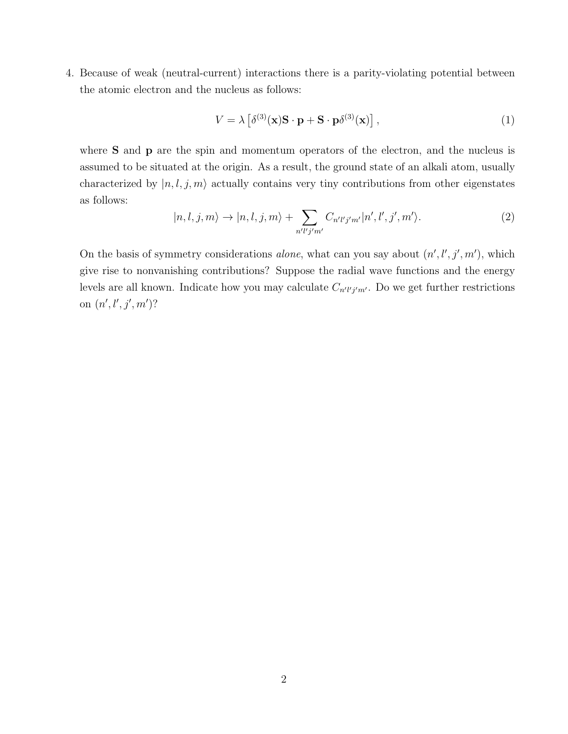4. Because of weak (neutral-current) interactions there is a parity-violating potential between the atomic electron and the nucleus as follows:

$$V = \lambda \left[ \delta^{(3)}(\mathbf{x}) \mathbf{S} \cdot \mathbf{p} + \mathbf{S} \cdot \mathbf{p} \delta^{(3)}(\mathbf{x}) \right], \tag{1}$$

where $\mathbf{S}$ and $\mathbf{p}$ are the spin and momentum operators of the electron, and the nucleus is assumed to be situated at the origin. As a result, the ground state of an alkali atom, usually characterized by $|n, l, j, m\rangle$ actually contains very tiny contributions from other eigenstates as follows:

$$|n, l, j, m\rangle \to |n, l, j, m\rangle + \sum_{n'l'j'm'} C_{n'l'j'm'} |n', l', j', m'\rangle. \tag{2}$$

On the basis of symmetry considerations *alone*, what can you say about $(n', l', j', m')$, which give rise to nonvanishing contributions? Suppose the radial wave functions and the energy levels are all known. Indicate how you may calculate $C_{n'l'j'm'}$. Do we get further restrictions on $(n', l', j', m')$?